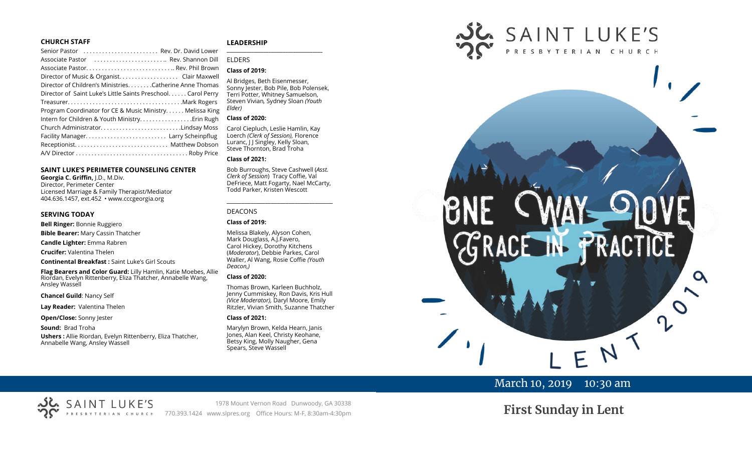### CHURCH STAFF

Senior Pastor ........................ Rev. Dr. David Lower
Associate Pastor ........................ Rev. Shannon Dill
Associate Pastor.............................. Rev. Phil Brown
Director of Music & Organist.................. Clair Maxwell
Director of Children's Ministries........Catherine Anne Thomas
Director of Saint Luke's Little Saints Preschool...... Carol Perry
Treasurer......................................Mark Rogers
Program Coordinator for CE & Music Ministry...... Melissa King
Intern for Children & Youth Ministry.................Erin Rugh
Church Administrator..........................Lindsay Moss
Facility Manager.......................... Larry Scheinpflug
Receptionist.............................. Matthew Dobson
A/V Director .................................... Roby Price

### SAINT LUKE'S PERIMETER COUNSELING CENTER

**Georgia C. Griffin,** J.D., M.Div.
Director, Perimeter Center
Licensed Marriage & Family Therapist/Mediator
404.636.1457, ext.452 • www.cccgeorgia.org

### SERVING TODAY

**Bell Ringer:** Bonnie Ruggiero

**Bible Bearer:** Mary Cassin Thatcher

**Candle Lighter:** Emma Rabren

**Crucifer:** Valentina Thelen

**Continental Breakfast :** Saint Luke's Girl Scouts

**Flag Bearers and Color Guard:** Lilly Hamlin, Katie Moebes, Allie Riordan, Evelyn Rittenberry, Eliza Thatcher, Annabelle Wang, Ansley Wassell

**Chancel Guild**: Nancy Self

**Lay Reader:** Valentina Thelen

**Open/Close:** Sonny Jester

**Sound:** Brad Troha

**Ushers :** Allie Riordan, Evelyn Rittenberry, Eliza Thatcher, Annabelle Wang, Ansley Wassell

### LEADERSHIP

ELDERS

**Class of 2019:**

Al Bridges, Beth Eisenmesser, Sonny Jester, Bob Pile, Bob Polensek, Terri Potter, Whitney Samuelson, Steven Vivian*,* Sydney Sloan *(Youth Elder)*

**Class of 2020:**

Carol Ciepluch, Leslie Hamlin, Kay Loerch *(Clerk of Session),* Florence Luranc, J J Singley, Kelly Sloan, Steve Thornton, Brad Troha

**Class of 2021:**

Bob Burroughs, Steve Cashwell (*Asst. Clerk of Session*) Tracy Coffie, Val DeFriece, Matt Fogarty, Nael McCarty, Todd Parker, Kristen Wescott

DEACONS

**Class of 2019:**

Melissa Blakely, Alyson Cohen, Mark Douglass, A.J.Favero, Carol Hickey, Dorothy Kitchens (*Moderator*), Debbie Parkes, Carol Waller, Al Wang, Rosie Coffie *(Youth Deacon,)*

**Class of 2020:**

Thomas Brown, Karleen Buchholz, Jenny Cummiskey, Ron Davis, Kris Hull *(Vice Moderator),* Daryl Moore, Emily Ritzler, Vivian Smith, Suzanne Thatcher

**Class of 2021:**

Marylyn Brown, Kelda Hearn, Janis Jones, Alan Keel, Christy Keohane, Betsy King, Molly Naugher, Gena Spears, Steve Wassell

SAINT LUKE'S PRESBYTERIAN CHURCH

1978 Mount Vernon Road Dunwoody, GA 30338
770.393.1424 www.slpres.org Office Hours: M-F, 8:30am-4:30pm

# SAINT LUKE'S PRESBYTERIAN CHURCH

## ONE WAY LOVE: GRACE IN PRACTICE

LENT 2019

March 10, 2019 10:30 am

## First Sunday in Lent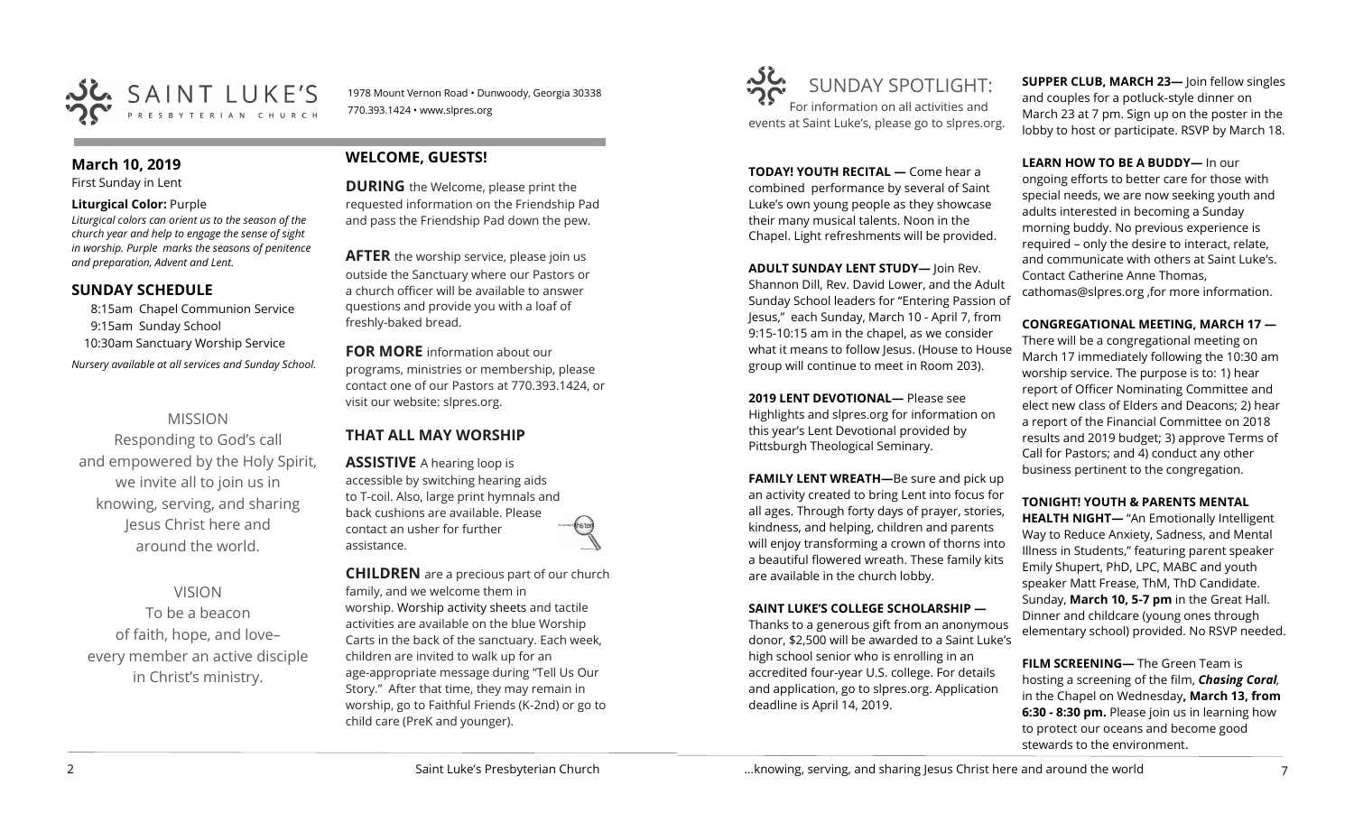SAINT LUKE'S PRESBYTERIAN CHURCH

1978 Mount Vernon Road • Dunwoody, Georgia 30338
770.393.1424 • www.slpres.org

## March 10, 2019

First Sunday in Lent

**Liturgical Color:** Purple

*Liturgical colors can orient us to the season of the church year and help to engage the sense of sight in worship. Purple marks the seasons of penitence and preparation, Advent and Lent.*

## SUNDAY SCHEDULE

8:15am Chapel Communion Service
9:15am Sunday School
10:30am Sanctuary Worship Service

*Nursery available at all services and Sunday School.*

MISSION

Responding to God's call and empowered by the Holy Spirit, we invite all to join us in knowing, serving, and sharing Jesus Christ here and around the world.

VISION

To be a beacon of faith, hope, and love– every member an active disciple in Christ's ministry.

## WELCOME, GUESTS!

**DURING** the Welcome, please print the requested information on the Friendship Pad and pass the Friendship Pad down the pew.

**AFTER** the worship service, please join us outside the Sanctuary where our Pastors or a church officer will be available to answer questions and provide you with a loaf of freshly-baked bread.

**FOR MORE** information about our programs, ministries or membership, please contact one of our Pastors at 770.393.1424, or visit our website: slpres.org.

## THAT ALL MAY WORSHIP

**ASSISTIVE** A hearing loop is accessible by switching hearing aids to T-coil. Also, large print hymnals and back cushions are available. Please contact an usher for further assistance.

**CHILDREN** are a precious part of our church family, and we welcome them in worship. Worship activity sheets and tactile activities are available on the blue Worship Carts in the back of the sanctuary. Each week, children are invited to walk up for an age-appropriate message during "Tell Us Our Story." After that time, they may remain in worship, go to Faithful Friends (K-2nd) or go to child care (PreK and younger).

## SUNDAY SPOTLIGHT:

For information on all activities and events at Saint Luke's, please go to slpres.org.

**TODAY! YOUTH RECITAL —** Come hear a combined performance by several of Saint Luke's own young people as they showcase their many musical talents. Noon in the Chapel. Light refreshments will be provided.

**ADULT SUNDAY LENT STUDY—** Join Rev. Shannon Dill, Rev. David Lower, and the Adult Sunday School leaders for "Entering Passion of Jesus," each Sunday, March 10 - April 7, from 9:15-10:15 am in the chapel, as we consider what it means to follow Jesus. (House to House group will continue to meet in Room 203).

**2019 LENT DEVOTIONAL—** Please see Highlights and slpres.org for information on this year's Lent Devotional provided by Pittsburgh Theological Seminary.

**FAMILY LENT WREATH—**Be sure and pick up an activity created to bring Lent into focus for all ages. Through forty days of prayer, stories, kindness, and helping, children and parents will enjoy transforming a crown of thorns into a beautiful flowered wreath. These family kits are available in the church lobby.

**SAINT LUKE'S COLLEGE SCHOLARSHIP —** Thanks to a generous gift from an anonymous donor, $2,500 will be awarded to a Saint Luke's high school senior who is enrolling in an accredited four-year U.S. college. For details and application, go to slpres.org. Application deadline is April 14, 2019.

**SUPPER CLUB, MARCH 23—** Join fellow singles and couples for a potluck-style dinner on March 23 at 7 pm. Sign up on the poster in the lobby to host or participate. RSVP by March 18.

**LEARN HOW TO BE A BUDDY—** In our ongoing efforts to better care for those with special needs, we are now seeking youth and adults interested in becoming a Sunday morning buddy. No previous experience is required – only the desire to interact, relate, and communicate with others at Saint Luke's. Contact Catherine Anne Thomas, cathomas@slpres.org ,for more information.

**CONGREGATIONAL MEETING, MARCH 17 —** There will be a congregational meeting on March 17 immediately following the 10:30 am worship service. The purpose is to: 1) hear report of Officer Nominating Committee and elect new class of Elders and Deacons; 2) hear a report of the Financial Committee on 2018 results and 2019 budget; 3) approve Terms of Call for Pastors; and 4) conduct any other business pertinent to the congregation.

**TONIGHT! YOUTH & PARENTS MENTAL HEALTH NIGHT—** "An Emotionally Intelligent Way to Reduce Anxiety, Sadness, and Mental Illness in Students," featuring parent speaker Emily Shupert, PhD, LPC, MABC and youth speaker Matt Frease, ThM, ThD Candidate. Sunday, **March 10, 5-7 pm** in the Great Hall. Dinner and childcare (young ones through elementary school) provided. No RSVP needed.

**FILM SCREENING—** The Green Team is hosting a screening of the film, ***Chasing Coral***, in the Chapel on Wednesday**, March 13, from 6:30 - 8:30 pm.** Please join us in learning how to protect our oceans and become good stewards to the environment.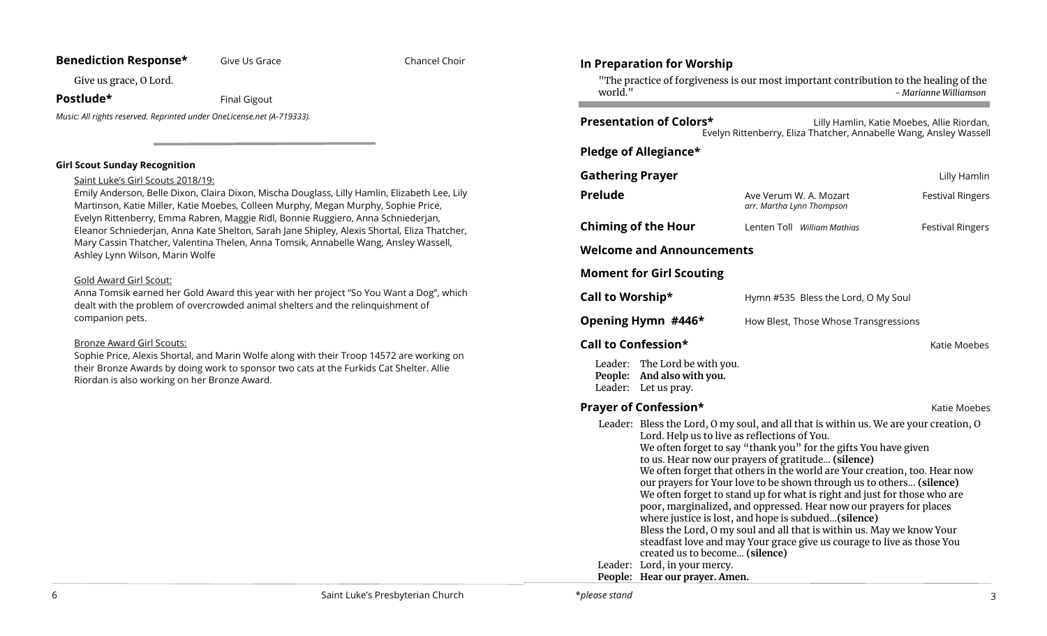**Benediction Response*** Give Us Grace Chancel Choir

Give us grace, O Lord.

**Postlude*** Final Gigout

*Music: All rights reserved. Reprinted under OneLicense.net (A-719333).*

---

**Girl Scout Sunday Recognition**

Saint Luke's Girl Scouts 2018/19:

Emily Anderson, Belle Dixon, Claira Dixon, Mischa Douglass, Lilly Hamlin, Elizabeth Lee, Lily Martinson, Katie Miller, Katie Moebes, Colleen Murphy, Megan Murphy, Sophie Price, Evelyn Rittenberry, Emma Rabren, Maggie Ridl, Bonnie Ruggiero, Anna Schniederjan, Eleanor Schniederjan, Anna Kate Shelton, Sarah Jane Shipley, Alexis Shortal, Eliza Thatcher, Mary Cassin Thatcher, Valentina Thelen, Anna Tomsik, Annabelle Wang, Ansley Wassell, Ashley Lynn Wilson, Marin Wolfe

Gold Award Girl Scout:

Anna Tomsik earned her Gold Award this year with her project "So You Want a Dog", which dealt with the problem of overcrowded animal shelters and the relinquishment of companion pets.

Bronze Award Girl Scouts:

Sophie Price, Alexis Shortal, and Marin Wolfe along with their Troop 14572 are working on their Bronze Awards by doing work to sponsor two cats at the Furkids Cat Shelter. Allie Riordan is also working on her Bronze Award.

**In Preparation for Worship**

"The practice of forgiveness is our most important contribution to the healing of the world." *- Marianne Williamson*

---

**Presentation of Colors*** Lilly Hamlin, Katie Moebes, Allie Riordan, Evelyn Rittenberry, Eliza Thatcher, Annabelle Wang, Ansley Wassell

**Pledge of Allegiance***

**Gathering Prayer** Lilly Hamlin

**Prelude** Ave Verum W. A. Mozart *arr. Martha Lynn Thompson* Festival Ringers

**Chiming of the Hour** Lenten Toll *William Mathias* Festival Ringers

**Welcome and Announcements**

**Moment for Girl Scouting**

**Call to Worship*** Hymn #535 Bless the Lord, O My Soul

**Opening Hymn #446*** How Blest, Those Whose Transgressions

**Call to Confession*** Katie Moebes

Leader: The Lord be with you.
**People: And also with you.**
Leader: Let us pray.

**Prayer of Confession*** Katie Moebes

Leader: Bless the Lord, O my soul, and all that is within us. We are your creation, O Lord. Help us to live as reflections of You.
We often forget to say "thank you" for the gifts You have given to us. Hear now our prayers of gratitude… **(silence)**
We often forget that others in the world are Your creation, too. Hear now our prayers for Your love to be shown through us to others… **(silence)**
We often forget to stand up for what is right and just for those who are poor, marginalized, and oppressed. Hear now our prayers for places where justice is lost, and hope is subdued…**(silence)**
Bless the Lord, O my soul and all that is within us. May we know Your steadfast love and may Your grace give us courage to live as those You created us to become… **(silence)**
Leader: Lord, in your mercy.
**People: Hear our prayer. Amen.**

*\*please stand*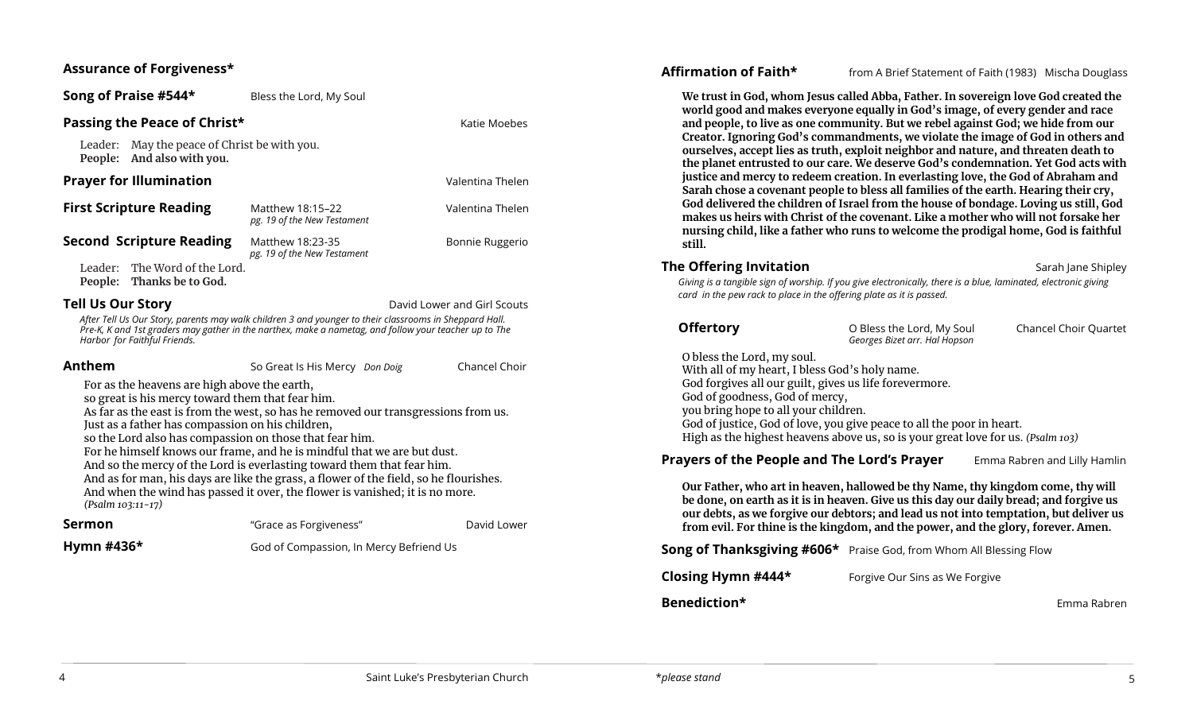**Assurance of Forgiveness***

**Song of Praise #544*** Bless the Lord, My Soul

**Passing the Peace of Christ*** Katie Moebes

Leader: May the peace of Christ be with you.
**People: And also with you.**

**Prayer for Illumination** Valentina Thelen

**First Scripture Reading** Matthew 18:15–22 *pg. 19 of the New Testament* Valentina Thelen

**Second Scripture Reading** Matthew 18:23-35 *pg. 19 of the New Testament* Bonnie Ruggerio

Leader: The Word of the Lord.
**People: Thanks be to God.**

**Tell Us Our Story** David Lower and Girl Scouts

*After Tell Us Our Story, parents may walk children 3 and younger to their classrooms in Sheppard Hall. Pre-K, K and 1st graders may gather in the narthex, make a nametag, and follow your teacher up to The Harbor for Faithful Friends.*

**Anthem** So Great Is His Mercy *Don Doig* Chancel Choir

For as the heavens are high above the earth,
so great is his mercy toward them that fear him.
As far as the east is from the west, so has he removed our transgressions from us.
Just as a father has compassion on his children,
so the Lord also has compassion on those that fear him.
For he himself knows our frame, and he is mindful that we are but dust.
And so the mercy of the Lord is everlasting toward them that fear him.
And as for man, his days are like the grass, a flower of the field, so he flourishes.
And when the wind has passed it over, the flower is vanished; it is no more.
*(Psalm 103:11-17)*

**Sermon** "Grace as Forgiveness" David Lower

**Hymn #436*** God of Compassion, In Mercy Befriend Us

**Affirmation of Faith*** from A Brief Statement of Faith (1983) Mischa Douglass

**We trust in God, whom Jesus called Abba, Father. In sovereign love God created the world good and makes everyone equally in God's image, of every gender and race and people, to live as one community. But we rebel against God; we hide from our Creator. Ignoring God's commandments, we violate the image of God in others and ourselves, accept lies as truth, exploit neighbor and nature, and threaten death to the planet entrusted to our care. We deserve God's condemnation. Yet God acts with justice and mercy to redeem creation. In everlasting love, the God of Abraham and Sarah chose a covenant people to bless all families of the earth. Hearing their cry, God delivered the children of Israel from the house of bondage. Loving us still, God makes us heirs with Christ of the covenant. Like a mother who will not forsake her nursing child, like a father who runs to welcome the prodigal home, God is faithful still.**

**The Offering Invitation** Sarah Jane Shipley

*Giving is a tangible sign of worship. If you give electronically, there is a blue, laminated, electronic giving card in the pew rack to place in the offering plate as it is passed.*

**Offertory** O Bless the Lord, My Soul *Georges Bizet arr. Hal Hopson* Chancel Choir Quartet

O bless the Lord, my soul.
With all of my heart, I bless God's holy name.
God forgives all our guilt, gives us life forevermore.
God of goodness, God of mercy,
you bring hope to all your children.
God of justice, God of love, you give peace to all the poor in heart.
High as the highest heavens above us, so is your great love for us. *(Psalm 103)*

**Prayers of the People and The Lord's Prayer** Emma Rabren and Lilly Hamlin

**Our Father, who art in heaven, hallowed be thy Name, thy kingdom come, thy will be done, on earth as it is in heaven. Give us this day our daily bread; and forgive us our debts, as we forgive our debtors; and lead us not into temptation, but deliver us from evil. For thine is the kingdom, and the power, and the glory, forever. Amen.**

**Song of Thanksgiving #606*** Praise God, from Whom All Blessing Flow

**Closing Hymn #444*** Forgive Our Sins as We Forgive

**Benediction*** Emma Rabren

*please stand